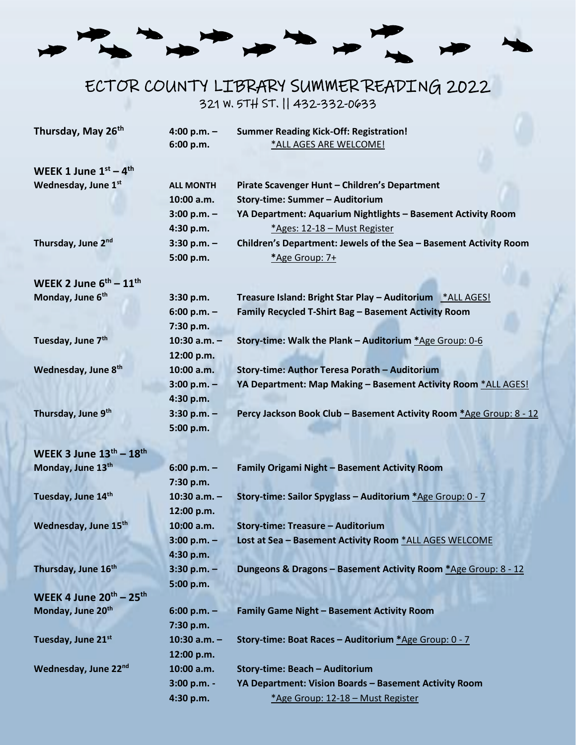# ECTOR COUNTY LIBRARY SUMMER READING 2022

321 W. 5TH ST. || 432-332-0633

| | | |
|---|---|---|
| **Thursday, May 26th** | **4:00 p.m. – 6:00 p.m.** | **Summer Reading Kick-Off: Registration!** *ALL AGES ARE WELCOME! |
| **WEEK 1 June 1st – 4th** | | |
| **Wednesday, June 1st** | **ALL MONTH** | **Pirate Scavenger Hunt – Children's Department** |
| | **10:00 a.m.** | **Story-time: Summer – Auditorium** |
| | **3:00 p.m. – 4:30 p.m.** | **YA Department: Aquarium Nightlights – Basement Activity Room** *Ages: 12-18 – Must Register |
| **Thursday, June 2nd** | **3:30 p.m. – 5:00 p.m.** | **Children's Department: Jewels of the Sea – Basement Activity Room** *Age Group: 7+ |
| **WEEK 2 June 6th – 11th** | | |
| **Monday, June 6th** | **3:30 p.m.** | **Treasure Island: Bright Star Play – Auditorium** *ALL AGES! |
| | **6:00 p.m. – 7:30 p.m.** | **Family Recycled T-Shirt Bag – Basement Activity Room** |
| **Tuesday, June 7th** | **10:30 a.m. – 12:00 p.m.** | **Story-time: Walk the Plank – Auditorium** *Age Group: 0-6 |
| **Wednesday, June 8th** | **10:00 a.m.** | **Story-time: Author Teresa Porath – Auditorium** |
| | **3:00 p.m. – 4:30 p.m.** | **YA Department: Map Making – Basement Activity Room** *ALL AGES! |
| **Thursday, June 9th** | **3:30 p.m. – 5:00 p.m.** | **Percy Jackson Book Club – Basement Activity Room** *Age Group: 8 - 12 |
| **WEEK 3 June 13th – 18th** | | |
| **Monday, June 13th** | **6:00 p.m. – 7:30 p.m.** | **Family Origami Night – Basement Activity Room** |
| **Tuesday, June 14th** | **10:30 a.m. – 12:00 p.m.** | **Story-time: Sailor Spyglass – Auditorium** *Age Group: 0 - 7 |
| **Wednesday, June 15th** | **10:00 a.m.** | **Story-time: Treasure – Auditorium** |
| | **3:00 p.m. – 4:30 p.m.** | **Lost at Sea – Basement Activity Room** *ALL AGES WELCOME |
| **Thursday, June 16th** | **3:30 p.m. – 5:00 p.m.** | **Dungeons & Dragons – Basement Activity Room** *Age Group: 8 - 12 |
| **WEEK 4 June 20th – 25th** | | |
| **Monday, June 20th** | **6:00 p.m. – 7:30 p.m.** | **Family Game Night – Basement Activity Room** |
| **Tuesday, June 21st** | **10:30 a.m. – 12:00 p.m.** | **Story-time: Boat Races – Auditorium** *Age Group: 0 - 7 |
| **Wednesday, June 22nd** | **10:00 a.m.** | **Story-time: Beach – Auditorium** |
| | **3:00 p.m. - 4:30 p.m.** | **YA Department: Vision Boards – Basement Activity Room** *Age Group: 12-18 – Must Register |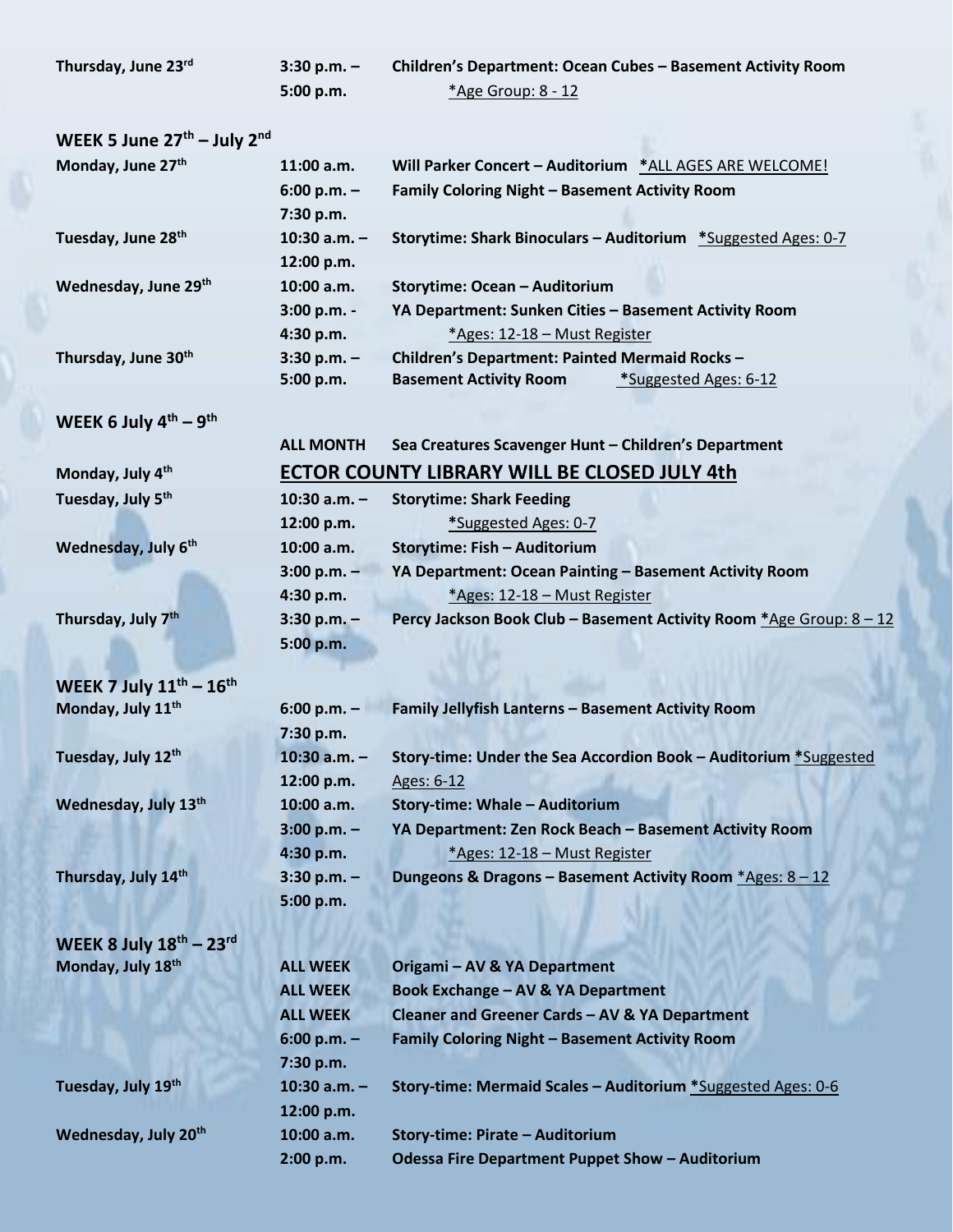| | | |
|---|---|---|
| **Thursday, June 23rd** | **3:30 p.m. – 5:00 p.m.** | **Children's Department: Ocean Cubes – Basement Activity Room** *Age Group: 8 - 12 |

## WEEK 5 June 27th – July 2nd

| | | |
|---|---|---|
| **Monday, June 27th** | **11:00 a.m.** | **Will Parker Concert – Auditorium** **\***ALL AGES ARE WELCOME! |
| | **6:00 p.m. – 7:30 p.m.** | **Family Coloring Night – Basement Activity Room** |
| **Tuesday, June 28th** | **10:30 a.m. – 12:00 p.m.** | **Storytime: Shark Binoculars – Auditorium** **\***Suggested Ages: 0-7 |
| **Wednesday, June 29th** | **10:00 a.m.** | **Storytime: Ocean – Auditorium** |
| | **3:00 p.m. - 4:30 p.m.** | **YA Department: Sunken Cities – Basement Activity Room** *Ages: 12-18 – Must Register |
| **Thursday, June 30th** | **3:30 p.m. – 5:00 p.m.** | **Children's Department: Painted Mermaid Rocks – Basement Activity Room** **\***Suggested Ages: 6-12 |

## WEEK 6 July 4th – 9th

| | | |
|---|---|---|
| | **ALL MONTH** | **Sea Creatures Scavenger Hunt – Children's Department** |
| **Monday, July 4th** | **ECTOR COUNTY LIBRARY WILL BE CLOSED JULY 4th** | |
| **Tuesday, July 5th** | **10:30 a.m. – 12:00 p.m.** | **Storytime: Shark Feeding** **\***Suggested Ages: 0-7 |
| **Wednesday, July 6th** | **10:00 a.m.** | **Storytime: Fish – Auditorium** |
| | **3:00 p.m. – 4:30 p.m.** | **YA Department: Ocean Painting – Basement Activity Room** *Ages: 12-18 – Must Register |
| **Thursday, July 7th** | **3:30 p.m. – 5:00 p.m.** | **Percy Jackson Book Club – Basement Activity Room** **\***Age Group: 8 – 12 |

## WEEK 7 July 11th – 16th

| | | |
|---|---|---|
| **Monday, July 11th** | **6:00 p.m. – 7:30 p.m.** | **Family Jellyfish Lanterns – Basement Activity Room** |
| **Tuesday, July 12th** | **10:30 a.m. – 12:00 p.m.** | **Story-time: Under the Sea Accordion Book – Auditorium** **\***Suggested Ages: 6-12 |
| **Wednesday, July 13th** | **10:00 a.m.** | **Story-time: Whale – Auditorium** |
| | **3:00 p.m. – 4:30 p.m.** | **YA Department: Zen Rock Beach – Basement Activity Room** *Ages: 12-18 – Must Register |
| **Thursday, July 14th** | **3:30 p.m. – 5:00 p.m.** | **Dungeons & Dragons – Basement Activity Room** *Ages: 8 – 12 |

## WEEK 8 July 18th – 23rd

| | | |
|---|---|---|
| **Monday, July 18th** | **ALL WEEK** | **Origami – AV & YA Department** |
| | **ALL WEEK** | **Book Exchange – AV & YA Department** |
| | **ALL WEEK** | **Cleaner and Greener Cards – AV & YA Department** |
| | **6:00 p.m. – 7:30 p.m.** | **Family Coloring Night – Basement Activity Room** |
| **Tuesday, July 19th** | **10:30 a.m. – 12:00 p.m.** | **Story-time: Mermaid Scales – Auditorium** **\***Suggested Ages: 0-6 |
| **Wednesday, July 20th** | **10:00 a.m.** | **Story-time: Pirate – Auditorium** |
| | **2:00 p.m.** | **Odessa Fire Department Puppet Show – Auditorium** |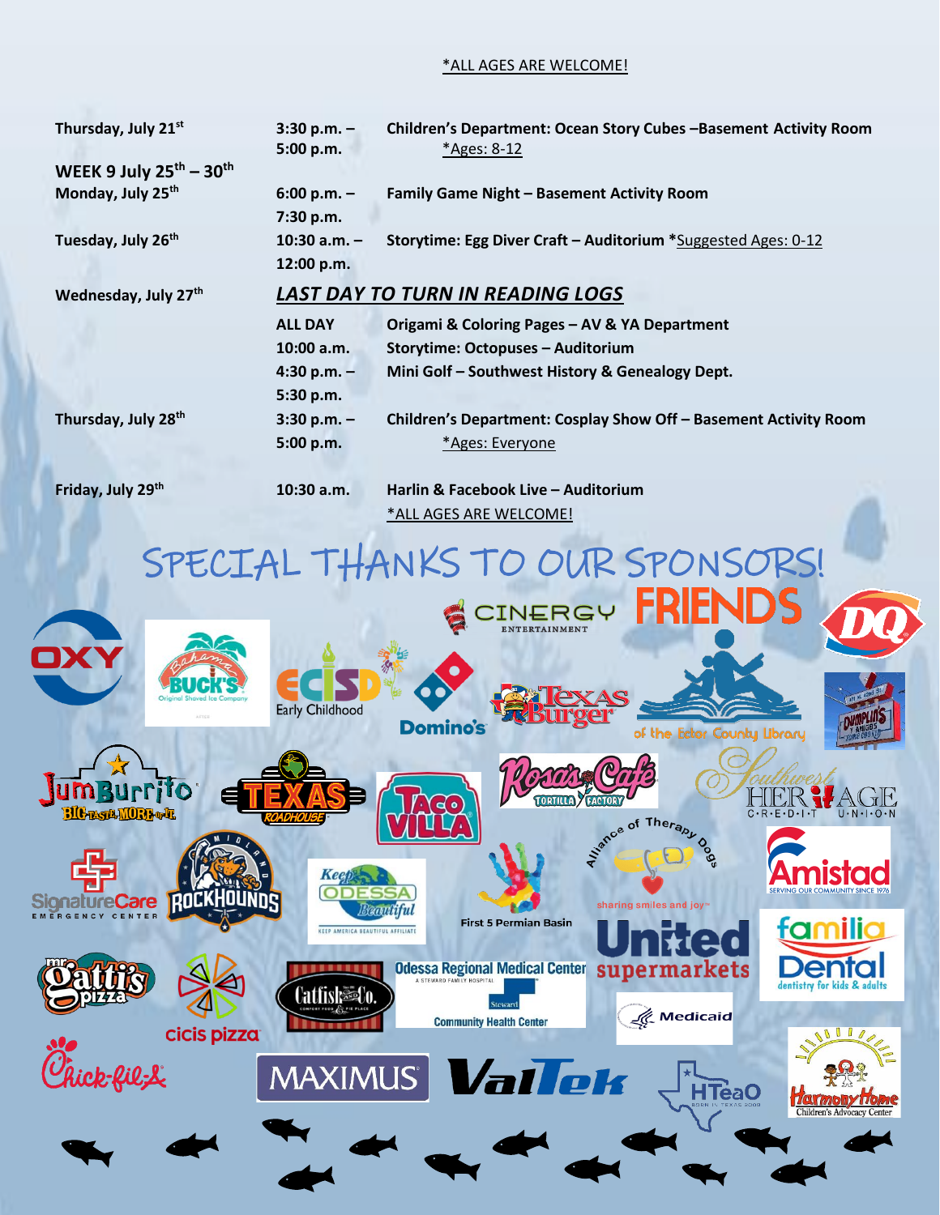*ALL AGES ARE WELCOME!

| | | |
|---|---|---|
| **Thursday, July 21st** | **3:30 p.m. – 5:00 p.m.** | **Children's Department: Ocean Story Cubes –Basement Activity Room** *Ages: 8-12 |
| **WEEK 9 July 25th – 30th** | | |
| **Monday, July 25th** | **6:00 p.m. – 7:30 p.m.** | **Family Game Night – Basement Activity Room** |
| **Tuesday, July 26th** | **10:30 a.m. – 12:00 p.m.** | **Storytime: Egg Diver Craft – Auditorium** *Suggested Ages: 0-12 |
| **Wednesday, July 27th** | ***LAST DAY TO TURN IN READING LOGS*** | |
| | **ALL DAY** | **Origami & Coloring Pages – AV & YA Department** |
| | **10:00 a.m.** | **Storytime: Octopuses – Auditorium** |
| | **4:30 p.m. – 5:30 p.m.** | **Mini Golf – Southwest History & Genealogy Dept.** |
| **Thursday, July 28th** | **3:30 p.m. – 5:00 p.m.** | **Children's Department: Cosplay Show Off – Basement Activity Room** *Ages: Everyone |
| **Friday, July 29th** | **10:30 a.m.** | **Harlin & Facebook Live – Auditorium** *ALL AGES ARE WELCOME! |

# SPECIAL THANKS TO OUR SPONSORS!

CINERGY ENTERTAINMENT
FRIENDS of the Ector County Library
DQ
OXY
Bahama Buck's Original Shaved Ice Company
ECISD Early Childhood
Domino's
Texas Burger
Dumplin's
JumBurrito BIG TASTE. MORE of IT.
TEXAS ROADHOUSE
TACO VILLA
Rosa's Cafe TORTILLA FACTORY
Southwest Heritage Credit Union
Alliance of Therapy Dogs sharing smiles and joy
Amistad SERVING OUR COMMUNITY SINCE 1976
SignatureCare EMERGENCY CENTER
Midland RockHounds
Keep Odessa Beautiful KEEP AMERICA BEAUTIFUL AFFILIATE
First 5 Permian Basin
United supermarkets
familia Dental dentistry for kids & adults
Mr Gatti's pizza
cicis pizza
Catfish & Co.
Odessa Regional Medical Center A STEWARD FAMILY HOSPITAL Steward Community Health Center
Medicaid
Chick-fil-A
MAXIMUS
ValTek
HTeaO
Harmony Home Children's Advocacy Center